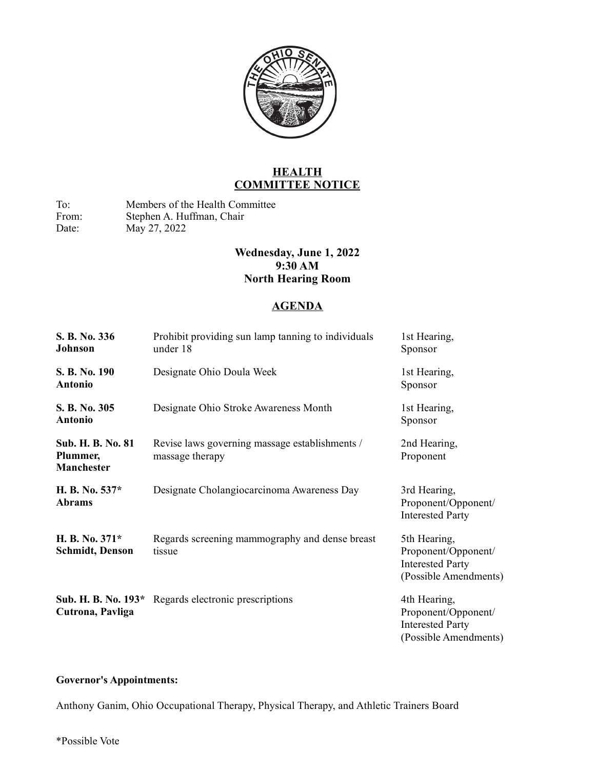# HEALTH
# COMMITTEE NOTICE

To: Members of the Health Committee
From: Stephen A. Huffman, Chair
Date: May 27, 2022

**Wednesday, June 1, 2022**
**9:30 AM**
**North Hearing Room**

## AGENDA

| | | |
|---|---|---|
| **S. B. No. 336**<br>**Johnson** | Prohibit providing sun lamp tanning to individuals under 18 | 1st Hearing,<br>Sponsor |
| **S. B. No. 190**<br>**Antonio** | Designate Ohio Doula Week | 1st Hearing,<br>Sponsor |
| **S. B. No. 305**<br>**Antonio** | Designate Ohio Stroke Awareness Month | 1st Hearing,<br>Sponsor |
| **Sub. H. B. No. 81**<br>**Plummer, Manchester** | Revise laws governing massage establishments / massage therapy | 2nd Hearing,<br>Proponent |
| **H. B. No. 537***<br>**Abrams** | Designate Cholangiocarcinoma Awareness Day | 3rd Hearing,<br>Proponent/Opponent/<br>Interested Party |
| **H. B. No. 371***<br>**Schmidt, Denson** | Regards screening mammography and dense breast tissue | 5th Hearing,<br>Proponent/Opponent/<br>Interested Party<br>(Possible Amendments) |
| **Sub. H. B. No. 193***<br>**Cutrona, Pavliga** | Regards electronic prescriptions | 4th Hearing,<br>Proponent/Opponent/<br>Interested Party<br>(Possible Amendments) |

**Governor's Appointments:**

Anthony Ganim, Ohio Occupational Therapy, Physical Therapy, and Athletic Trainers Board

*Possible Vote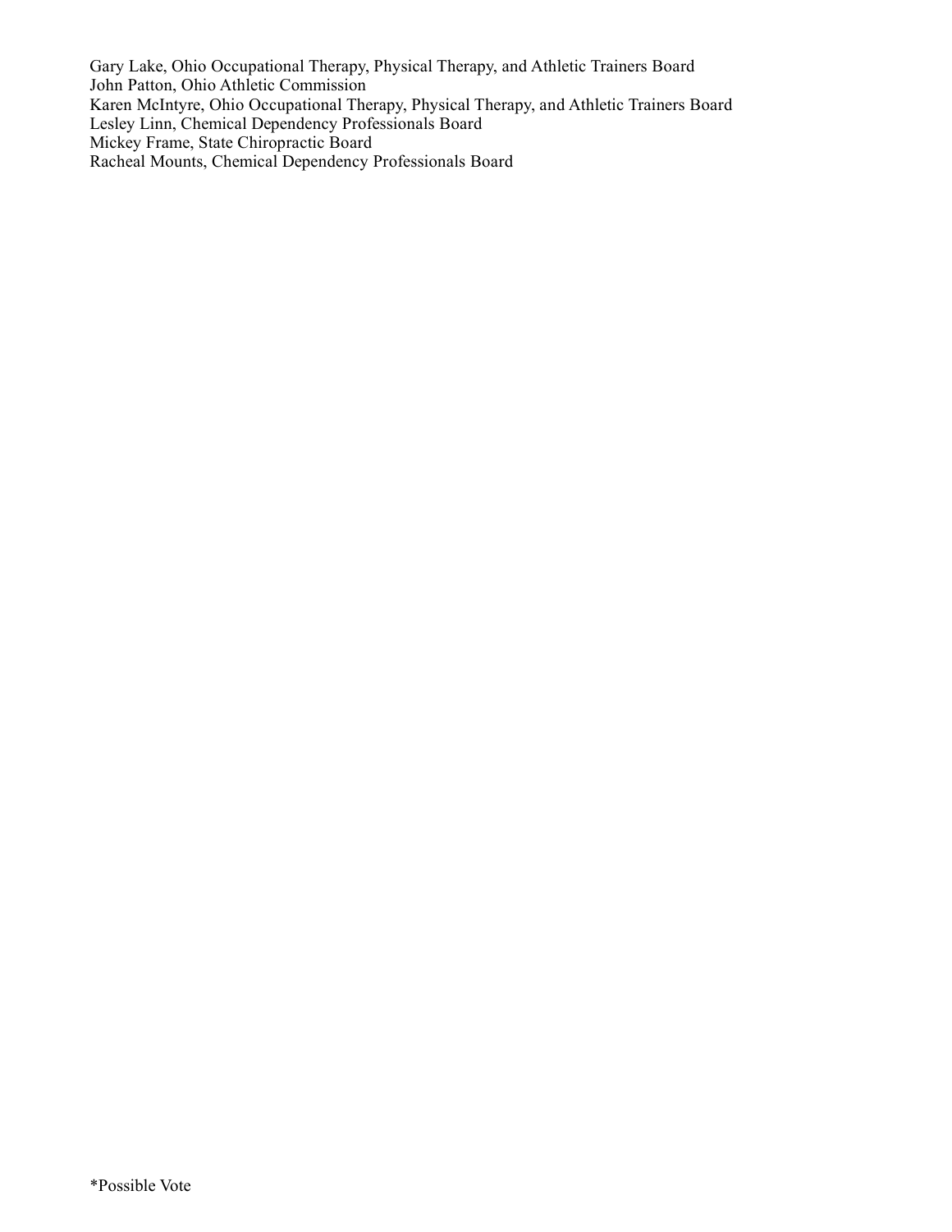Gary Lake, Ohio Occupational Therapy, Physical Therapy, and Athletic Trainers Board
John Patton, Ohio Athletic Commission
Karen McIntyre, Ohio Occupational Therapy, Physical Therapy, and Athletic Trainers Board
Lesley Linn, Chemical Dependency Professionals Board
Mickey Frame, State Chiropractic Board
Racheal Mounts, Chemical Dependency Professionals Board

*Possible Vote